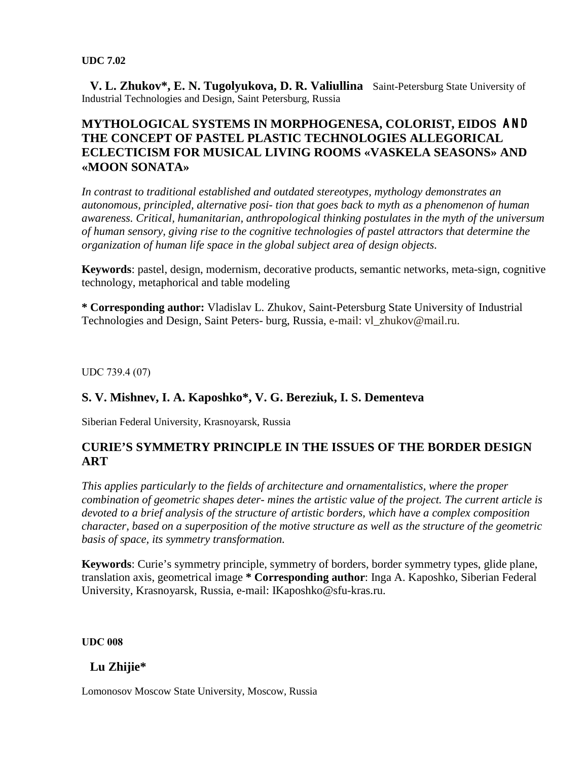**UDC 7.02**

**V. L. Zhukov*, E. N. Tugolyukova, D. R. Valiullina** Saint-Petersburg State University of Industrial Technologies and Design, Saint Petersburg, Russia

## MYTHOLOGICAL SYSTEMS IN MORPHOGENESA, COLORIST, EIDOS AND THE CONCEPT OF PASTEL PLASTIC TECHNOLOGIES ALLEGORICAL ECLECTICISM FOR MUSICAL LIVING ROOMS «VASKELA SEASONS» AND «MOON SONATA»

*In contrast to traditional established and outdated stereotypes, mythology demonstrates an autonomous, principled, alternative posi- tion that goes back to myth as a phenomenon of human awareness. Critical, humanitarian, anthropological thinking postulates in the myth of the universum of human sensory, giving rise to the cognitive technologies of pastel attractors that determine the organization of human life space in the global subject area of design objects.*

**Keywords**: pastel, design, modernism, decorative products, semantic networks, meta-sign, cognitive technology, metaphorical and table modeling

**\* Corresponding author:** Vladislav L. Zhukov, Saint-Petersburg State University of Industrial Technologies and Design, Saint Peters- burg, Russia, e-mail: vl_zhukov@mail.ru.

UDC 739.4 (07)

**S. V. Mishnev, I. A. Kaposhko*, V. G. Bereziuk, I. S. Dementeva**

Siberian Federal University, Krasnoyarsk, Russia

## CURIE'S SYMMETRY PRINCIPLE IN THE ISSUES OF THE BORDER DESIGN ART

*This applies particularly to the fields of architecture and ornamentalistics, where the proper combination of geometric shapes deter- mines the artistic value of the project. The current article is devoted to a brief analysis of the structure of artistic borders, which have a complex composition character, based on a superposition of the motive structure as well as the structure of the geometric basis of space, its symmetry transformation.*

**Keywords**: Curie's symmetry principle, symmetry of borders, border symmetry types, glide plane, translation axis, geometrical image **\* Corresponding author**: Inga A. Kaposhko, Siberian Federal University, Krasnoyarsk, Russia, e-mail: IKaposhko@sfu-kras.ru.

**UDC 008**

**Lu Zhijie***

Lomonosov Moscow State University, Moscow, Russia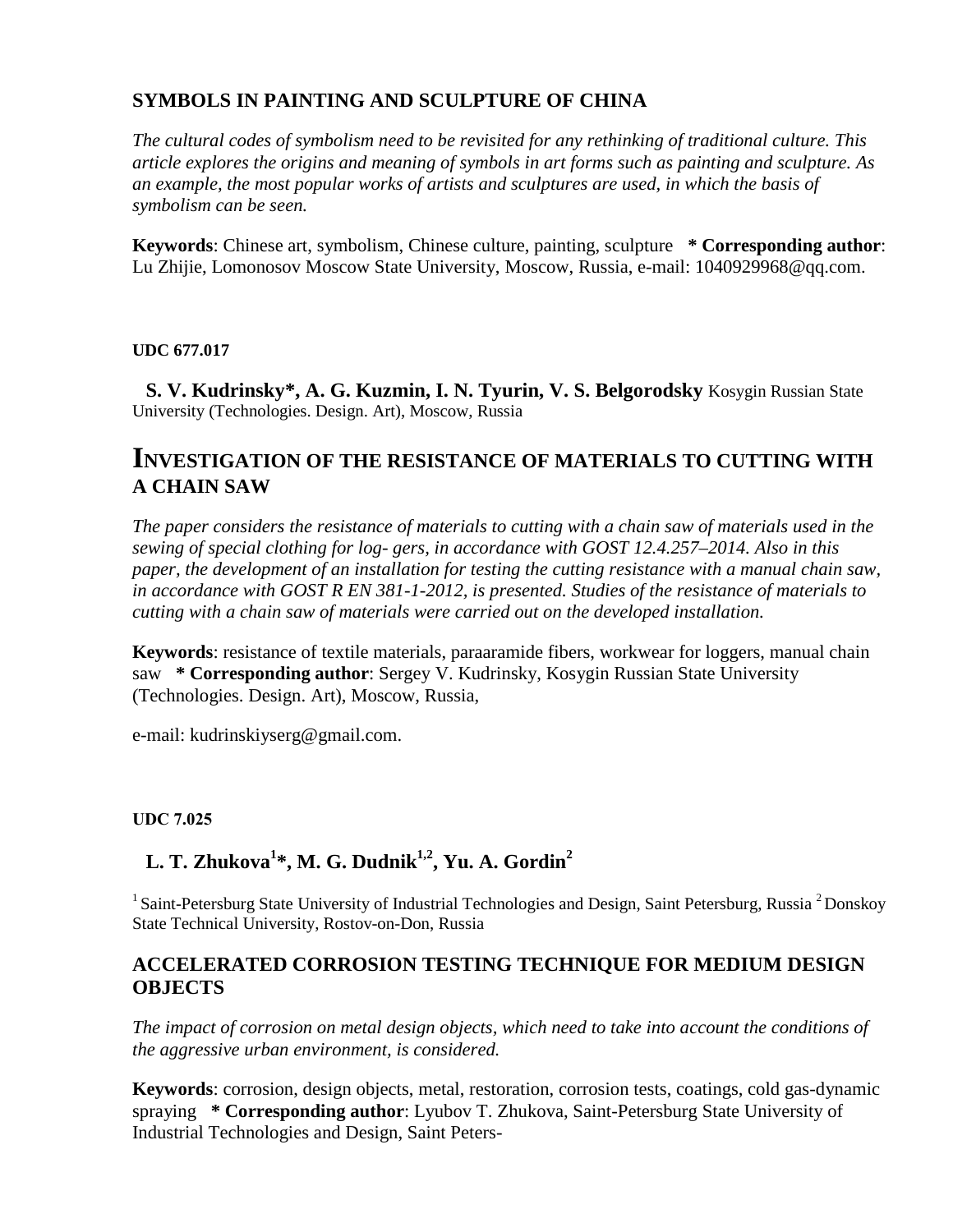## SYMBOLS IN PAINTING AND SCULPTURE OF CHINA

*The cultural codes of symbolism need to be revisited for any rethinking of traditional culture. This article explores the origins and meaning of symbols in art forms such as painting and sculpture. As an example, the most popular works of artists and sculptures are used, in which the basis of symbolism can be seen.*

**Keywords**: Chinese art, symbolism, Chinese culture, painting, sculpture **\* Corresponding author**: Lu Zhijie, Lomonosov Moscow State University, Moscow, Russia, e-mail: 1040929968@qq.com.

**UDC 677.017**

**S. V. Kudrinsky\*, A. G. Kuzmin, I. N. Tyurin, V. S. Belgorodsky** Kosygin Russian State University (Technologies. Design. Art), Moscow, Russia

## INVESTIGATION OF THE RESISTANCE OF MATERIALS TO CUTTING WITH A CHAIN SAW

*The paper considers the resistance of materials to cutting with a chain saw of materials used in the sewing of special clothing for log- gers, in accordance with GOST 12.4.257–2014. Also in this paper, the development of an installation for testing the cutting resistance with a manual chain saw, in accordance with GOST R EN 381-1-2012, is presented. Studies of the resistance of materials to cutting with a chain saw of materials were carried out on the developed installation.*

**Keywords**: resistance of textile materials, paraaramide fibers, workwear for loggers, manual chain saw **\* Corresponding author**: Sergey V. Kudrinsky, Kosygin Russian State University (Technologies. Design. Art), Moscow, Russia,

e-mail: kudrinskiyserg@gmail.com.

**UDC 7.025**

**L. T. Zhukova[1]\*, M. G. Dudnik[1,2], Yu. A. Gordin[2]**

[1] Saint-Petersburg State University of Industrial Technologies and Design, Saint Petersburg, Russia [2] Donskoy State Technical University, Rostov-on-Don, Russia

## ACCELERATED CORROSION TESTING TECHNIQUE FOR MEDIUM DESIGN OBJECTS

*The impact of corrosion on metal design objects, which need to take into account the conditions of the aggressive urban environment, is considered.*

**Keywords**: corrosion, design objects, metal, restoration, corrosion tests, coatings, cold gas-dynamic spraying **\* Corresponding author**: Lyubov T. Zhukova, Saint-Petersburg State University of Industrial Technologies and Design, Saint Peters-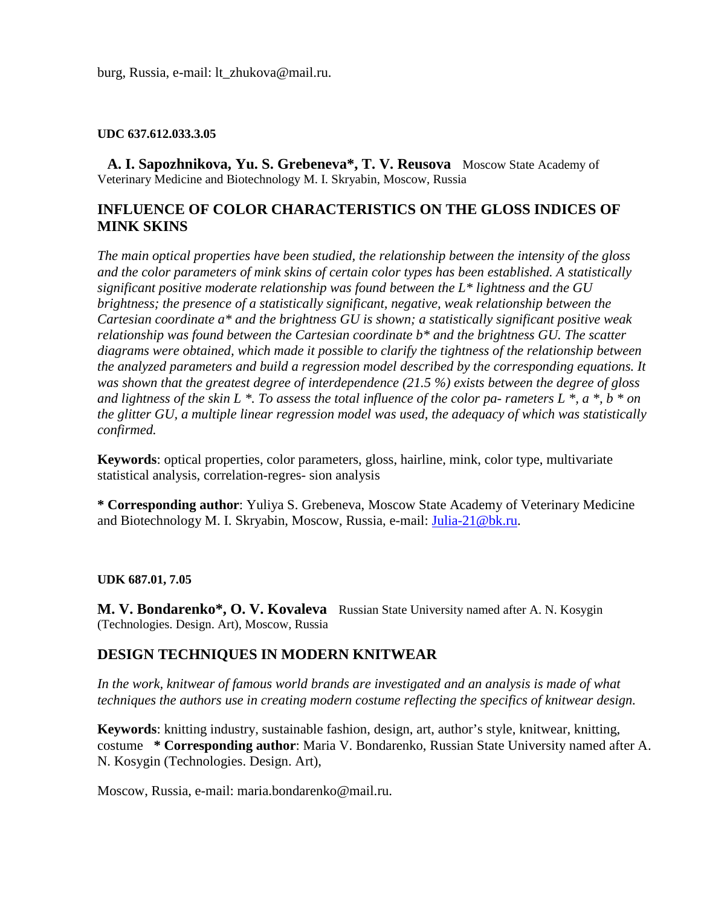burg, Russia, e-mail: lt_zhukova@mail.ru.

**UDC 637.612.033.3.05**

**A. I. Sapozhnikova, Yu. S. Grebeneva*, T. V. Reusova** Moscow State Academy of Veterinary Medicine and Biotechnology M. I. Skryabin, Moscow, Russia

## INFLUENCE OF COLOR CHARACTERISTICS ON THE GLOSS INDICES OF MINK SKINS

*The main optical properties have been studied, the relationship between the intensity of the gloss and the color parameters of mink skins of certain color types has been established. A statistically significant positive moderate relationship was found between the L* lightness and the GU brightness; the presence of a statistically significant, negative, weak relationship between the Cartesian coordinate a* and the brightness GU is shown; a statistically significant positive weak relationship was found between the Cartesian coordinate b* and the brightness GU. The scatter diagrams were obtained, which made it possible to clarify the tightness of the relationship between the analyzed parameters and build a regression model described by the corresponding equations. It was shown that the greatest degree of interdependence (21.5 %) exists between the degree of gloss and lightness of the skin L *. To assess the total influence of the color pa- rameters L *, a *, b * on the glitter GU, a multiple linear regression model was used, the adequacy of which was statistically confirmed.*

**Keywords**: optical properties, color parameters, gloss, hairline, mink, color type, multivariate statistical analysis, correlation-regres- sion analysis

**\* Corresponding author**: Yuliya S. Grebeneva, Moscow State Academy of Veterinary Medicine and Biotechnology M. I. Skryabin, Moscow, Russia, e-mail: Julia-21@bk.ru.

**UDK 687.01, 7.05**

**M. V. Bondarenko*, O. V. Kovaleva** Russian State University named after A. N. Kosygin (Technologies. Design. Art), Moscow, Russia

## DESIGN TECHNIQUES IN MODERN KNITWEAR

*In the work, knitwear of famous world brands are investigated and an analysis is made of what techniques the authors use in creating modern costume reflecting the specifics of knitwear design.*

**Keywords**: knitting industry, sustainable fashion, design, art, author's style, knitwear, knitting, costume **\* Corresponding author**: Maria V. Bondarenko, Russian State University named after A. N. Kosygin (Technologies. Design. Art),

Moscow, Russia, e-mail: maria.bondarenko@mail.ru.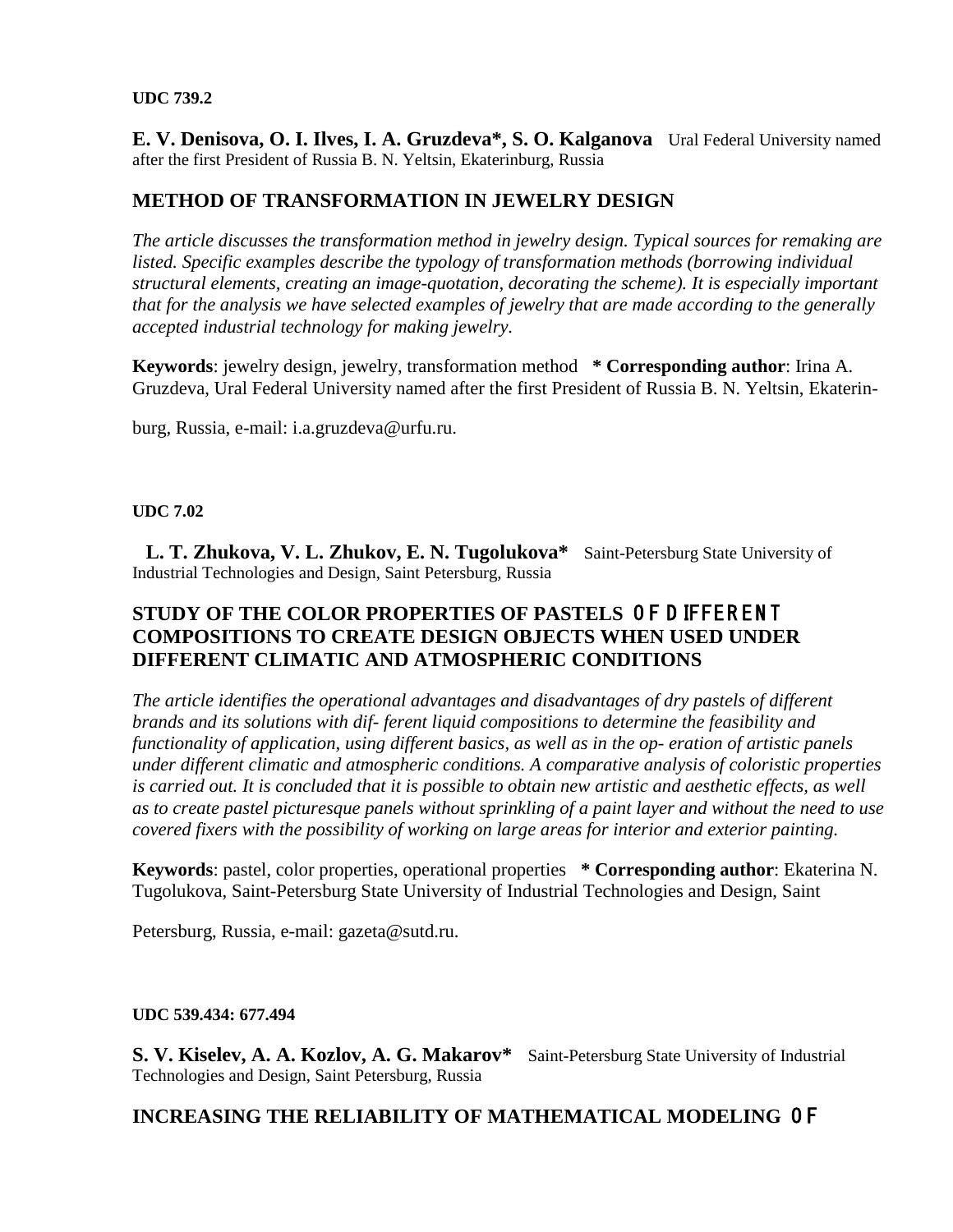**UDC 739.2**

**E. V. Denisova, O. I. Ilves, I. A. Gruzdeva\*, S. O. Kalganova** Ural Federal University named after the first President of Russia B. N. Yeltsin, Ekaterinburg, Russia

## METHOD OF TRANSFORMATION IN JEWELRY DESIGN

*The article discusses the transformation method in jewelry design. Typical sources for remaking are listed. Specific examples describe the typology of transformation methods (borrowing individual structural elements, creating an image-quotation, decorating the scheme). It is especially important that for the analysis we have selected examples of jewelry that are made according to the generally accepted industrial technology for making jewelry.*

**Keywords**: jewelry design, jewelry, transformation method **\* Corresponding author**: Irina A. Gruzdeva, Ural Federal University named after the first President of Russia B. N. Yeltsin, Ekaterinburg, Russia, e-mail: i.a.gruzdeva@urfu.ru.

**UDC 7.02**

**L. T. Zhukova, V. L. Zhukov, E. N. Tugolukova\*** Saint-Petersburg State University of Industrial Technologies and Design, Saint Petersburg, Russia

## STUDY OF THE COLOR PROPERTIES OF PASTELS OF DIFFERENT COMPOSITIONS TO CREATE DESIGN OBJECTS WHEN USED UNDER DIFFERENT CLIMATIC AND ATMOSPHERIC CONDITIONS

*The article identifies the operational advantages and disadvantages of dry pastels of different brands and its solutions with dif- ferent liquid compositions to determine the feasibility and functionality of application, using different basics, as well as in the op- eration of artistic panels under different climatic and atmospheric conditions. A comparative analysis of coloristic properties is carried out. It is concluded that it is possible to obtain new artistic and aesthetic effects, as well as to create pastel picturesque panels without sprinkling of a paint layer and without the need to use covered fixers with the possibility of working on large areas for interior and exterior painting.*

**Keywords**: pastel, color properties, operational properties **\* Corresponding author**: Ekaterina N. Tugolukova, Saint-Petersburg State University of Industrial Technologies and Design, Saint Petersburg, Russia, e-mail: gazeta@sutd.ru.

**UDC 539.434: 677.494**

**S. V. Kiselev, A. A. Kozlov, A. G. Makarov\*** Saint-Petersburg State University of Industrial Technologies and Design, Saint Petersburg, Russia

## INCREASING THE RELIABILITY OF MATHEMATICAL MODELING OF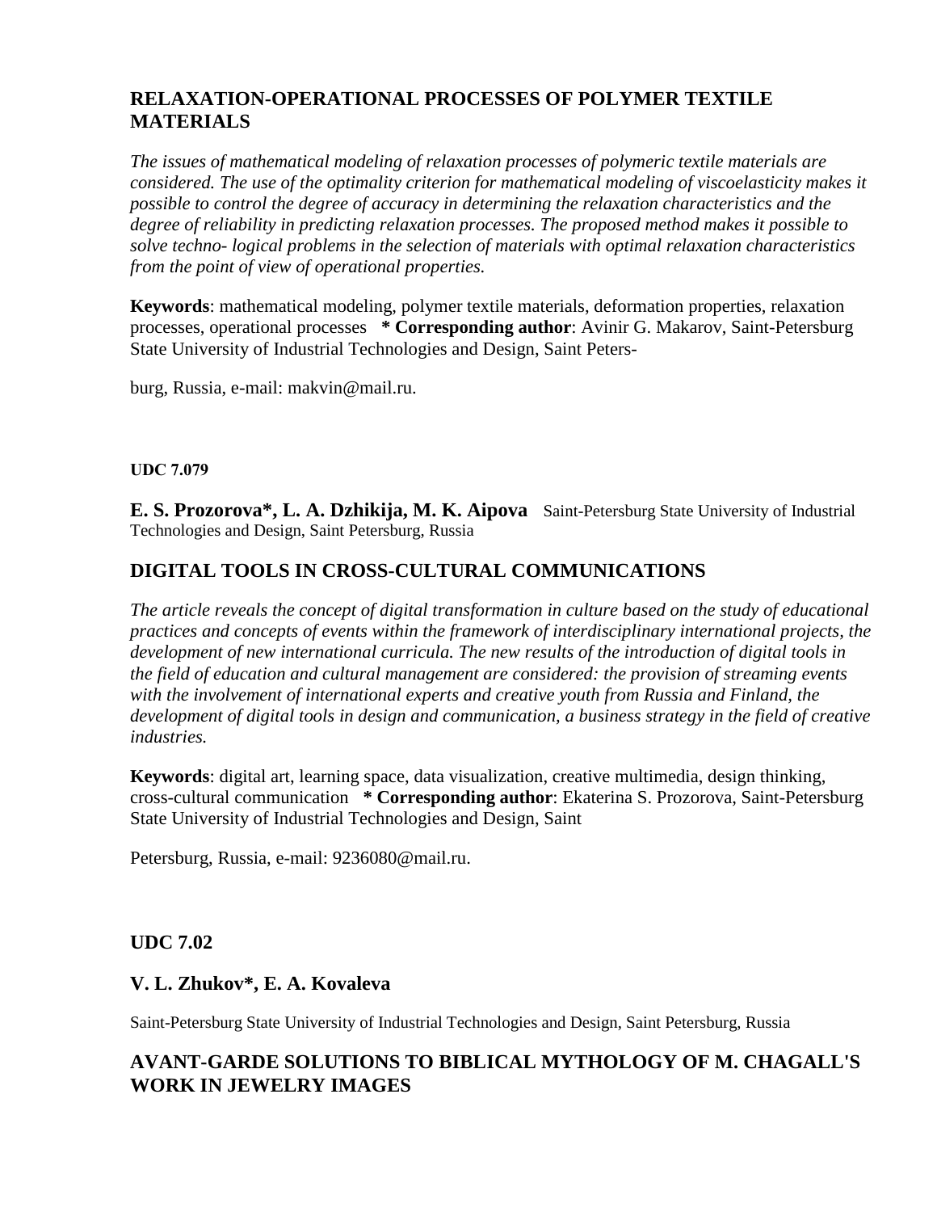## RELAXATION-OPERATIONAL PROCESSES OF POLYMER TEXTILE MATERIALS

*The issues of mathematical modeling of relaxation processes of polymeric textile materials are considered. The use of the optimality criterion for mathematical modeling of viscoelasticity makes it possible to control the degree of accuracy in determining the relaxation characteristics and the degree of reliability in predicting relaxation processes. The proposed method makes it possible to solve techno- logical problems in the selection of materials with optimal relaxation characteristics from the point of view of operational properties.*

**Keywords**: mathematical modeling, polymer textile materials, deformation properties, relaxation processes, operational processes **\* Corresponding author**: Avinir G. Makarov, Saint-Petersburg State University of Industrial Technologies and Design, Saint Peters-

burg, Russia, e-mail: makvin@mail.ru.

**UDC 7.079**

**E. S. Prozorova\*, L. A. Dzhikija, M. K. Aipova** Saint-Petersburg State University of Industrial Technologies and Design, Saint Petersburg, Russia

## DIGITAL TOOLS IN CROSS-CULTURAL COMMUNICATIONS

*The article reveals the concept of digital transformation in culture based on the study of educational practices and concepts of events within the framework of interdisciplinary international projects, the development of new international curricula. The new results of the introduction of digital tools in the field of education and cultural management are considered: the provision of streaming events with the involvement of international experts and creative youth from Russia and Finland, the development of digital tools in design and communication, a business strategy in the field of creative industries.*

**Keywords**: digital art, learning space, data visualization, creative multimedia, design thinking, cross-cultural communication **\* Corresponding author**: Ekaterina S. Prozorova, Saint-Petersburg State University of Industrial Technologies and Design, Saint

Petersburg, Russia, e-mail: 9236080@mail.ru.

**UDC 7.02**

**V. L. Zhukov\*, E. A. Kovaleva**

Saint-Petersburg State University of Industrial Technologies and Design, Saint Petersburg, Russia

## AVANT-GARDE SOLUTIONS TO BIBLICAL MYTHOLOGY OF M. CHAGALL'S WORK IN JEWELRY IMAGES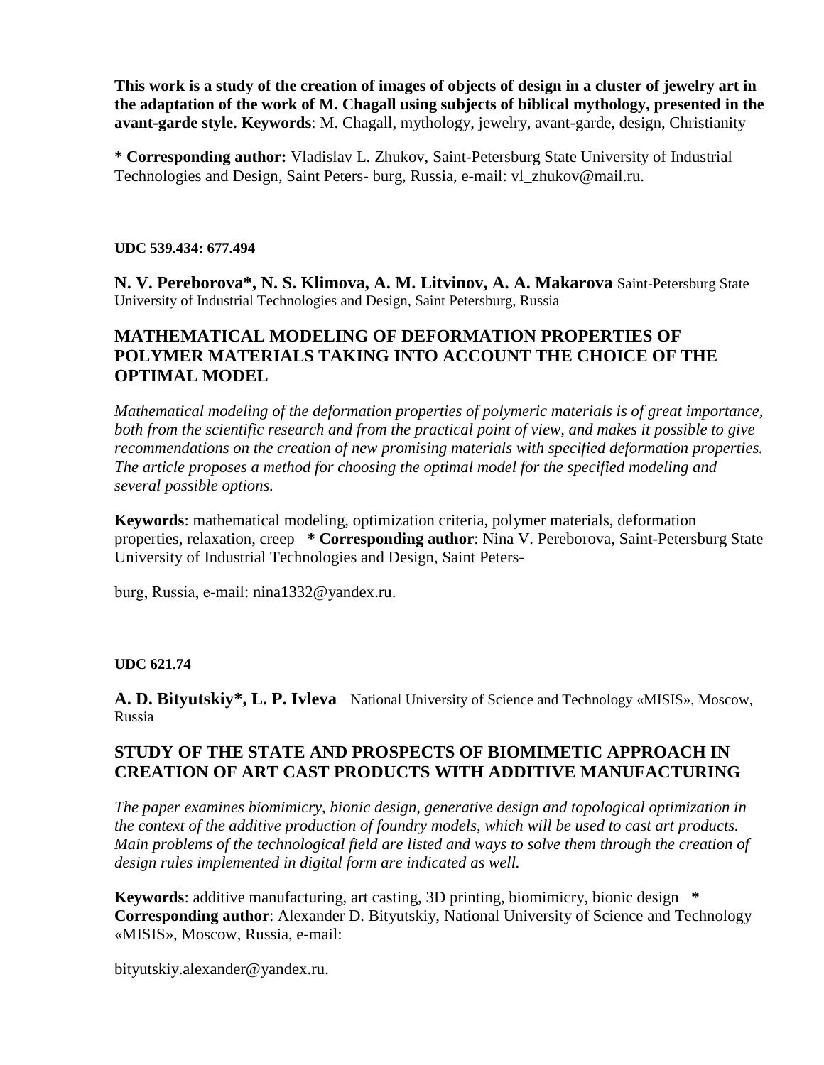**This work is a study of the creation of images of objects of design in a cluster of jewelry art in the adaptation of the work of M. Chagall using subjects of biblical mythology, presented in the avant-garde style. Keywords**: M. Chagall, mythology, jewelry, avant-garde, design, Christianity

**\* Corresponding author:** Vladislav L. Zhukov, Saint-Petersburg State University of Industrial Technologies and Design, Saint Peters- burg, Russia, e-mail: vl_zhukov@mail.ru.

**UDC 539.434: 677.494**

**N. V. Pereborova\*, N. S. Klimova, A. M. Litvinov, A. A. Makarova** Saint-Petersburg State University of Industrial Technologies and Design, Saint Petersburg, Russia

## MATHEMATICAL MODELING OF DEFORMATION PROPERTIES OF POLYMER MATERIALS TAKING INTO ACCOUNT THE CHOICE OF THE OPTIMAL MODEL

*Mathematical modeling of the deformation properties of polymeric materials is of great importance, both from the scientific research and from the practical point of view, and makes it possible to give recommendations on the creation of new promising materials with specified deformation properties. The article proposes a method for choosing the optimal model for the specified modeling and several possible options.*

**Keywords**: mathematical modeling, optimization criteria, polymer materials, deformation properties, relaxation, creep **\* Corresponding author**: Nina V. Pereborova, Saint-Petersburg State University of Industrial Technologies and Design, Saint Peters-

burg, Russia, e-mail: nina1332@yandex.ru.

**UDC 621.74**

**A. D. Bityutskiy\*, L. P. Ivleva** National University of Science and Technology «MISIS», Moscow, Russia

## STUDY OF THE STATE AND PROSPECTS OF BIOMIMETIC APPROACH IN CREATION OF ART CAST PRODUCTS WITH ADDITIVE MANUFACTURING

*The paper examines biomimicry, bionic design, generative design and topological optimization in the context of the additive production of foundry models, which will be used to cast art products. Main problems of the technological field are listed and ways to solve them through the creation of design rules implemented in digital form are indicated as well.*

**Keywords**: additive manufacturing, art casting, 3D printing, biomimicry, bionic design **\* Corresponding author**: Alexander D. Bityutskiy, National University of Science and Technology «MISIS», Moscow, Russia, e-mail:

bityutskiy.alexander@yandex.ru.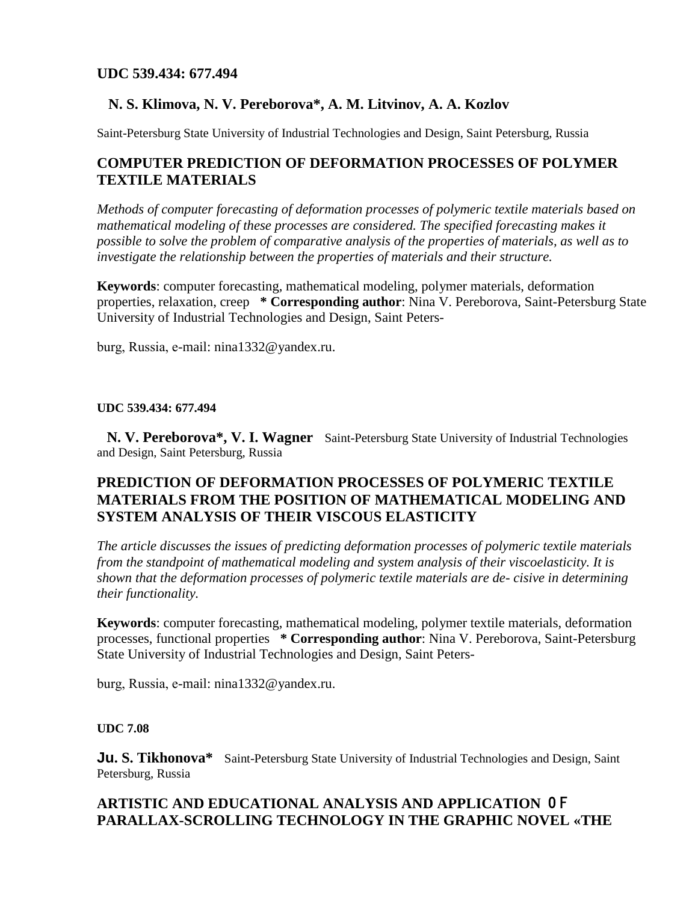**UDC 539.434: 677.494**

**N. S. Klimova, N. V. Pereborova*, A. M. Litvinov, A. A. Kozlov**

Saint-Petersburg State University of Industrial Technologies and Design, Saint Petersburg, Russia

## COMPUTER PREDICTION OF DEFORMATION PROCESSES OF POLYMER TEXTILE MATERIALS

*Methods of computer forecasting of deformation processes of polymeric textile materials based on mathematical modeling of these processes are considered. The specified forecasting makes it possible to solve the problem of comparative analysis of the properties of materials, as well as to investigate the relationship between the properties of materials and their structure.*

**Keywords**: computer forecasting, mathematical modeling, polymer materials, deformation properties, relaxation, creep **\* Corresponding author**: Nina V. Pereborova, Saint-Petersburg State University of Industrial Technologies and Design, Saint Peters-

burg, Russia, e-mail: nina1332@yandex.ru.

**UDC 539.434: 677.494**

**N. V. Pereborova*, V. I. Wagner** Saint-Petersburg State University of Industrial Technologies and Design, Saint Petersburg, Russia

## PREDICTION OF DEFORMATION PROCESSES OF POLYMERIC TEXTILE MATERIALS FROM THE POSITION OF MATHEMATICAL MODELING AND SYSTEM ANALYSIS OF THEIR VISCOUS ELASTICITY

*The article discusses the issues of predicting deformation processes of polymeric textile materials from the standpoint of mathematical modeling and system analysis of their viscoelasticity. It is shown that the deformation processes of polymeric textile materials are de- cisive in determining their functionality.*

**Keywords**: computer forecasting, mathematical modeling, polymer textile materials, deformation processes, functional properties **\* Corresponding author**: Nina V. Pereborova, Saint-Petersburg State University of Industrial Technologies and Design, Saint Peters-

burg, Russia, e-mail: nina1332@yandex.ru.

**UDC 7.08**

**Ju. S. Tikhonova*** Saint-Petersburg State University of Industrial Technologies and Design, Saint Petersburg, Russia

## ARTISTIC AND EDUCATIONAL ANALYSIS AND APPLICATION OF PARALLAX-SCROLLING TECHNOLOGY IN THE GRAPHIC NOVEL «THE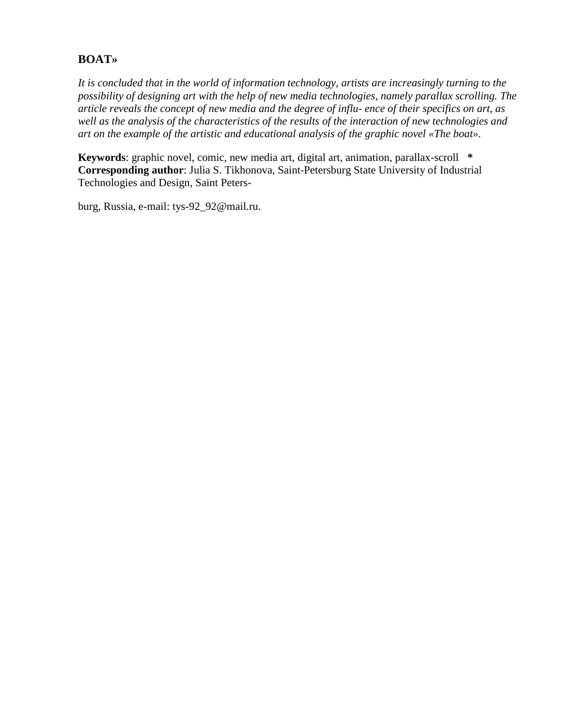**BOAT»**

*It is concluded that in the world of information technology, artists are increasingly turning to the possibility of designing art with the help of new media technologies, namely parallax scrolling. The article reveals the concept of new media and the degree of influ- ence of their specifics on art, as well as the analysis of the characteristics of the results of the interaction of new technologies and art on the example of the artistic and educational analysis of the graphic novel «The boat».*

**Keywords**: graphic novel, comic, new media art, digital art, animation, parallax-scroll **\***
**Corresponding author**: Julia S. Tikhonova, Saint-Petersburg State University of Industrial Technologies and Design, Saint Peters-

burg, Russia, e-mail: tys-92_92@mail.ru.